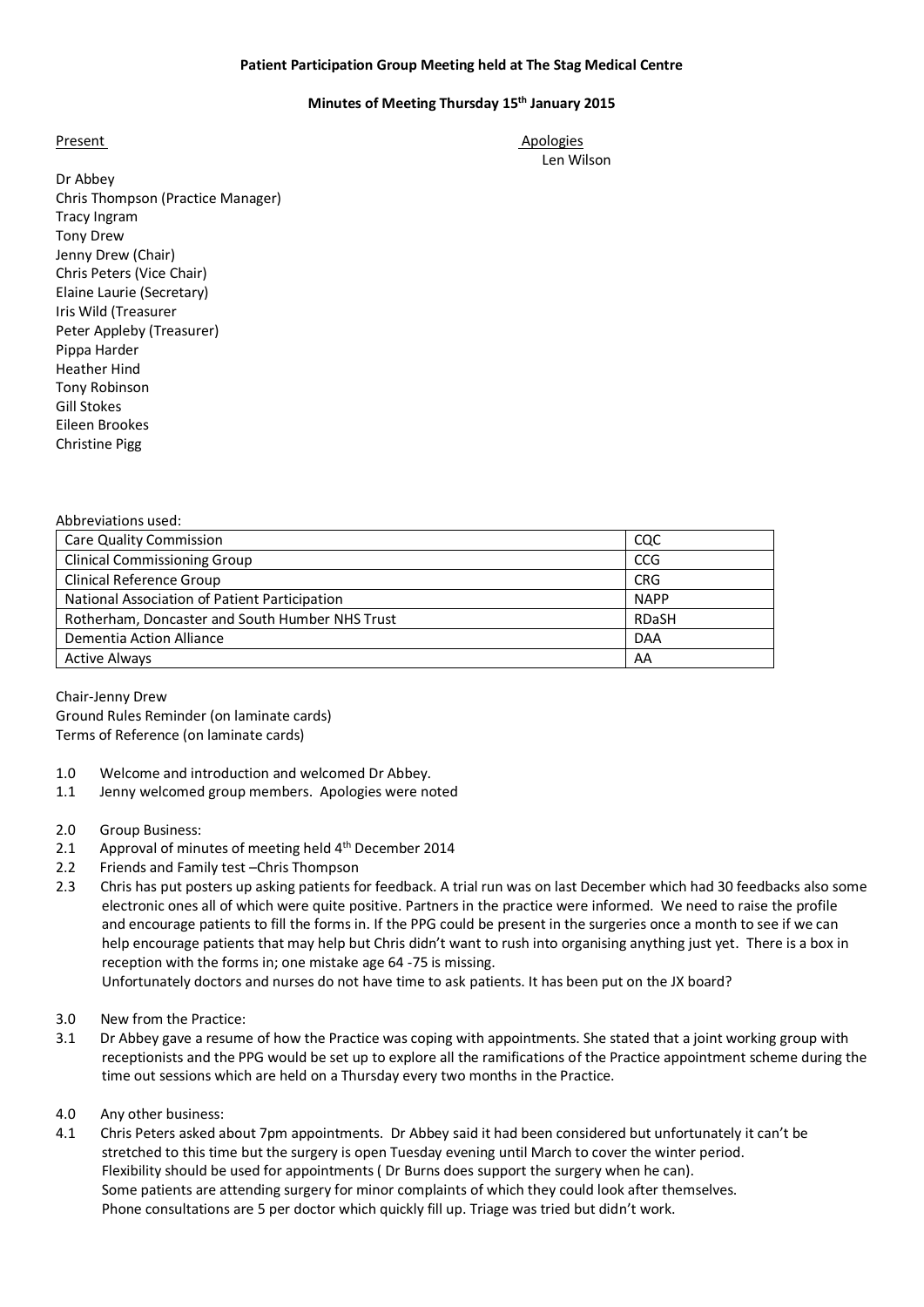**Patient Participation Group Meeting held at The Stag Medical Centre**

**Minutes of Meeting Thursday 15th January 2015**

Present

Dr Abbey
Chris Thompson (Practice Manager)
Tracy Ingram
Tony Drew
Jenny Drew (Chair)
Chris Peters (Vice Chair)
Elaine Laurie (Secretary)
Iris Wild (Treasurer
Peter Appleby (Treasurer)
Pippa Harder
Heather Hind
Tony Robinson
Gill Stokes
Eileen Brookes
Christine Pigg

Apologies
Len Wilson

Abbreviations used:

| | |
|---|---|
| Care Quality Commission | CQC |
| Clinical Commissioning Group | CCG |
| Clinical Reference Group | CRG |
| National Association of Patient Participation | NAPP |
| Rotherham, Doncaster and South Humber NHS Trust | RDaSH |
| Dementia Action Alliance | DAA |
| Active Always | AA |

Chair-Jenny Drew
Ground Rules Reminder (on laminate cards)
Terms of Reference (on laminate cards)

1.0 Welcome and introduction and welcomed Dr Abbey.
1.1 Jenny welcomed group members. Apologies were noted

2.0 Group Business:
2.1 Approval of minutes of meeting held 4th December 2014
2.2 Friends and Family test –Chris Thompson
2.3 Chris has put posters up asking patients for feedback. A trial run was on last December which had 30 feedbacks also some electronic ones all of which were quite positive. Partners in the practice were informed. We need to raise the profile and encourage patients to fill the forms in. If the PPG could be present in the surgeries once a month to see if we can help encourage patients that may help but Chris didn't want to rush into organising anything just yet. There is a box in reception with the forms in; one mistake age 64 -75 is missing.
Unfortunately doctors and nurses do not have time to ask patients. It has been put on the JX board?

3.0 New from the Practice:
3.1 Dr Abbey gave a resume of how the Practice was coping with appointments. She stated that a joint working group with receptionists and the PPG would be set up to explore all the ramifications of the Practice appointment scheme during the time out sessions which are held on a Thursday every two months in the Practice.

4.0 Any other business:
4.1 Chris Peters asked about 7pm appointments. Dr Abbey said it had been considered but unfortunately it can't be stretched to this time but the surgery is open Tuesday evening until March to cover the winter period.
Flexibility should be used for appointments ( Dr Burns does support the surgery when he can).
Some patients are attending surgery for minor complaints of which they could look after themselves.
Phone consultations are 5 per doctor which quickly fill up. Triage was tried but didn't work.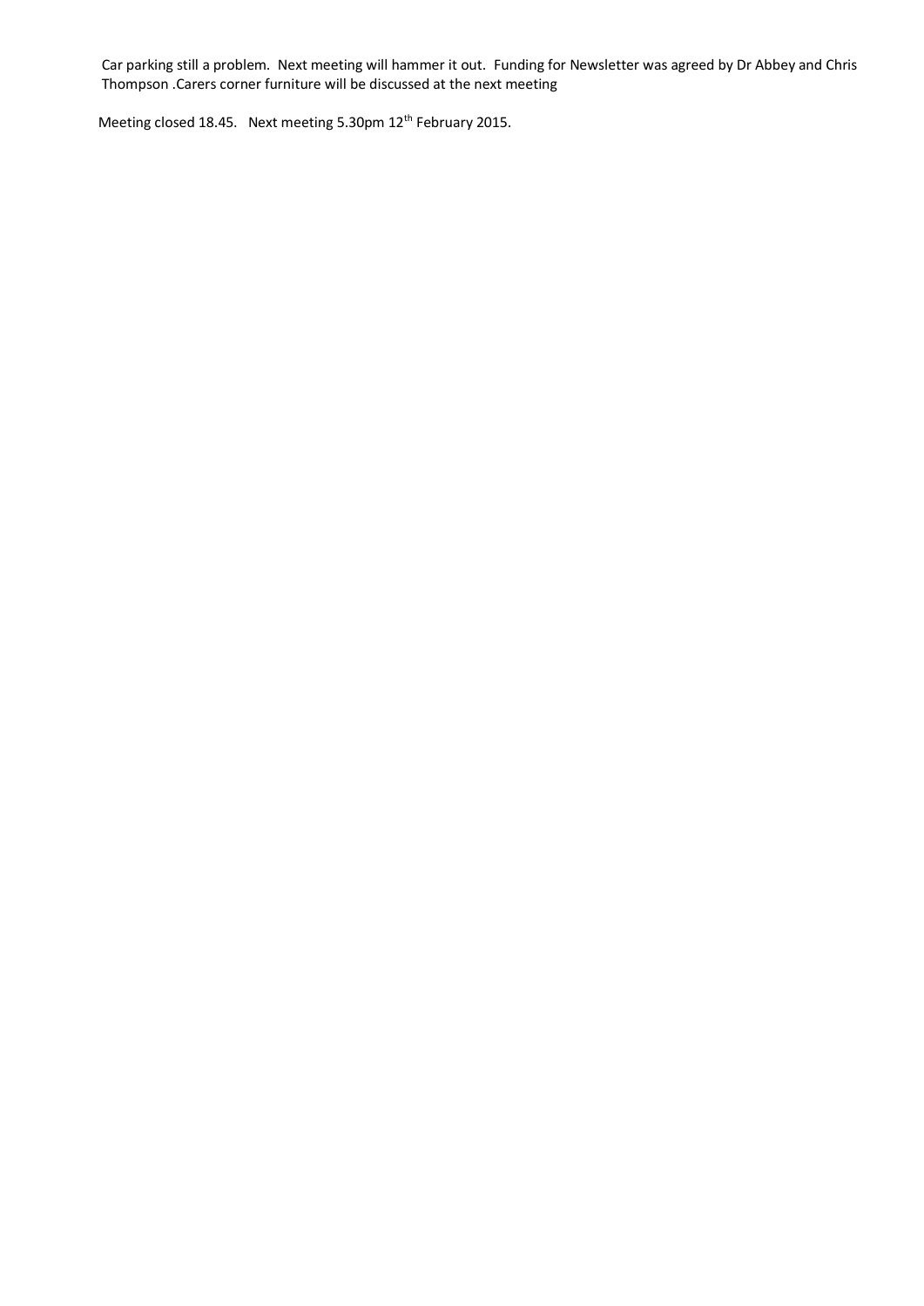Car parking still a problem. Next meeting will hammer it out. Funding for Newsletter was agreed by Dr Abbey and Chris Thompson .Carers corner furniture will be discussed at the next meeting

Meeting closed 18.45. Next meeting 5.30pm 12th February 2015.